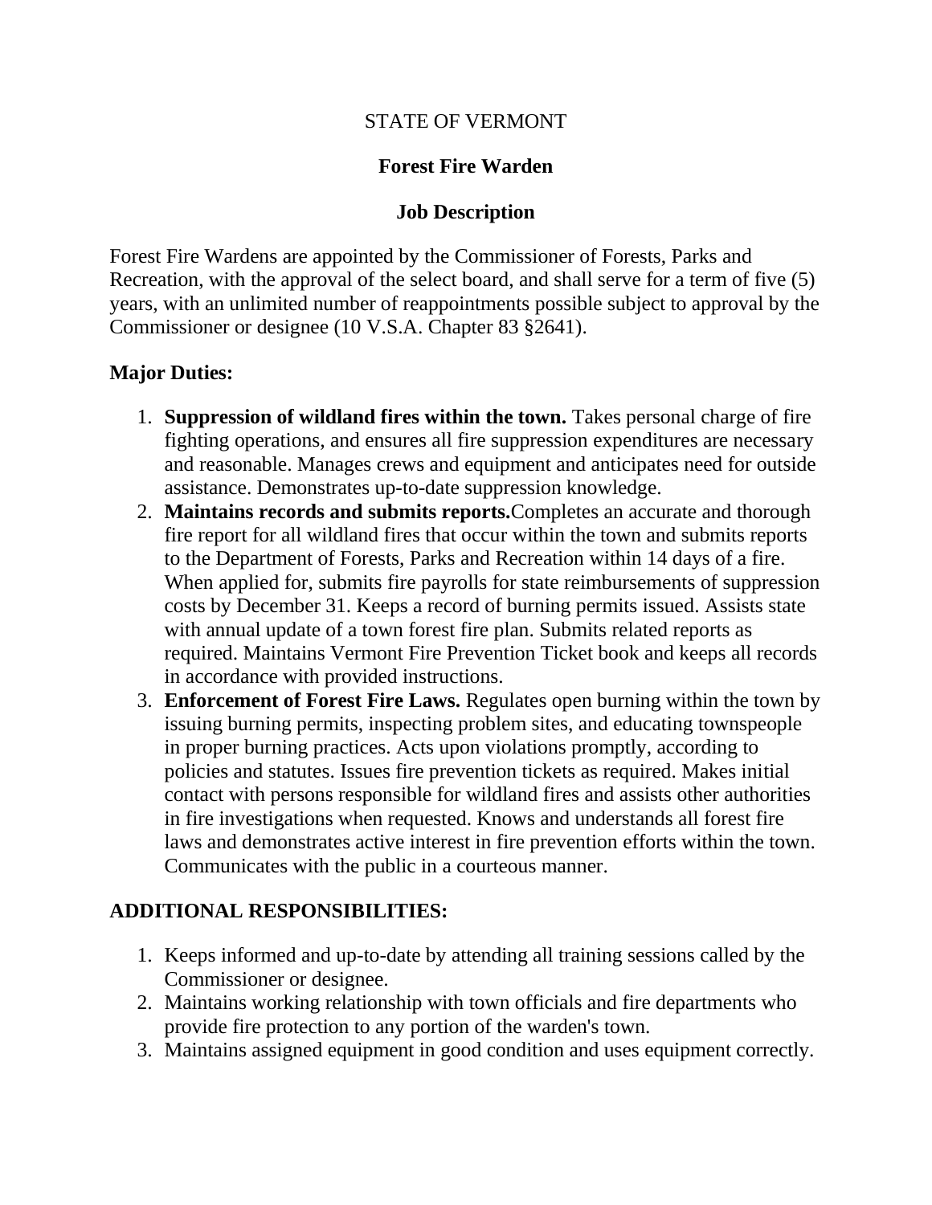STATE OF VERMONT

# Forest Fire Warden

## Job Description

Forest Fire Wardens are appointed by the Commissioner of Forests, Parks and Recreation, with the approval of the select board, and shall serve for a term of five (5) years, with an unlimited number of reappointments possible subject to approval by the Commissioner or designee (10 V.S.A. Chapter 83 §2641).

**Major Duties:**

1. **Suppression of wildland fires within the town.** Takes personal charge of fire fighting operations, and ensures all fire suppression expenditures are necessary and reasonable. Manages crews and equipment and anticipates need for outside assistance. Demonstrates up-to-date suppression knowledge.
2. **Maintains records and submits reports.**Completes an accurate and thorough fire report for all wildland fires that occur within the town and submits reports to the Department of Forests, Parks and Recreation within 14 days of a fire. When applied for, submits fire payrolls for state reimbursements of suppression costs by December 31. Keeps a record of burning permits issued. Assists state with annual update of a town forest fire plan. Submits related reports as required. Maintains Vermont Fire Prevention Ticket book and keeps all records in accordance with provided instructions.
3. **Enforcement of Forest Fire Laws.** Regulates open burning within the town by issuing burning permits, inspecting problem sites, and educating townspeople in proper burning practices. Acts upon violations promptly, according to policies and statutes. Issues fire prevention tickets as required. Makes initial contact with persons responsible for wildland fires and assists other authorities in fire investigations when requested. Knows and understands all forest fire laws and demonstrates active interest in fire prevention efforts within the town. Communicates with the public in a courteous manner.

**ADDITIONAL RESPONSIBILITIES:**

1. Keeps informed and up-to-date by attending all training sessions called by the Commissioner or designee.
2. Maintains working relationship with town officials and fire departments who provide fire protection to any portion of the warden's town.
3. Maintains assigned equipment in good condition and uses equipment correctly.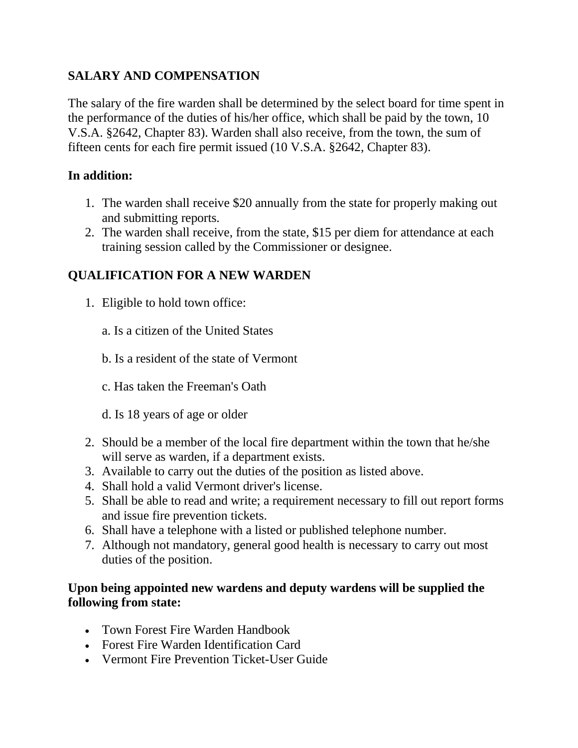## SALARY AND COMPENSATION

The salary of the fire warden shall be determined by the select board for time spent in the performance of the duties of his/her office, which shall be paid by the town, 10 V.S.A. §2642, Chapter 83). Warden shall also receive, from the town, the sum of fifteen cents for each fire permit issued (10 V.S.A. §2642, Chapter 83).

**In addition:**

1. The warden shall receive $20 annually from the state for properly making out and submitting reports.
2. The warden shall receive, from the state, $15 per diem for attendance at each training session called by the Commissioner or designee.

## QUALIFICATION FOR A NEW WARDEN

1. Eligible to hold town office:

   a. Is a citizen of the United States

   b. Is a resident of the state of Vermont

   c. Has taken the Freeman's Oath

   d. Is 18 years of age or older

2. Should be a member of the local fire department within the town that he/she will serve as warden, if a department exists.
3. Available to carry out the duties of the position as listed above.
4. Shall hold a valid Vermont driver's license.
5. Shall be able to read and write; a requirement necessary to fill out report forms and issue fire prevention tickets.
6. Shall have a telephone with a listed or published telephone number.
7. Although not mandatory, general good health is necessary to carry out most duties of the position.

**Upon being appointed new wardens and deputy wardens will be supplied the following from state:**

- Town Forest Fire Warden Handbook
- Forest Fire Warden Identification Card
- Vermont Fire Prevention Ticket-User Guide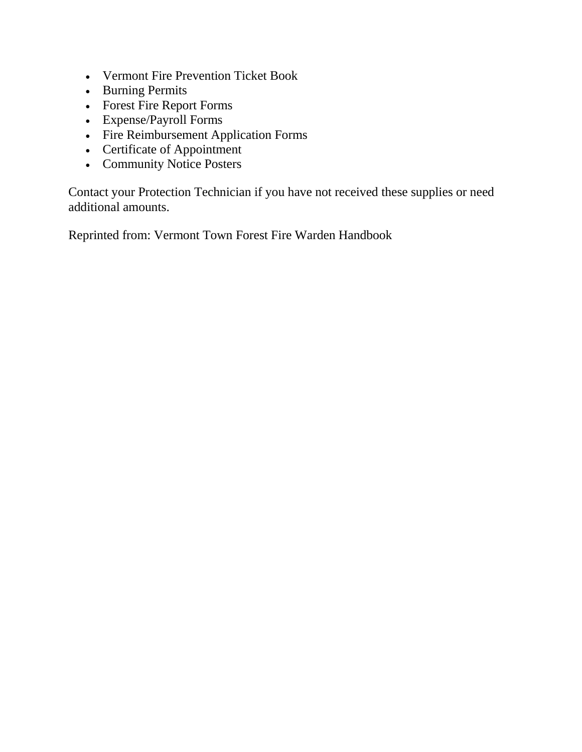- Vermont Fire Prevention Ticket Book
- Burning Permits
- Forest Fire Report Forms
- Expense/Payroll Forms
- Fire Reimbursement Application Forms
- Certificate of Appointment
- Community Notice Posters

Contact your Protection Technician if you have not received these supplies or need additional amounts.

Reprinted from: Vermont Town Forest Fire Warden Handbook